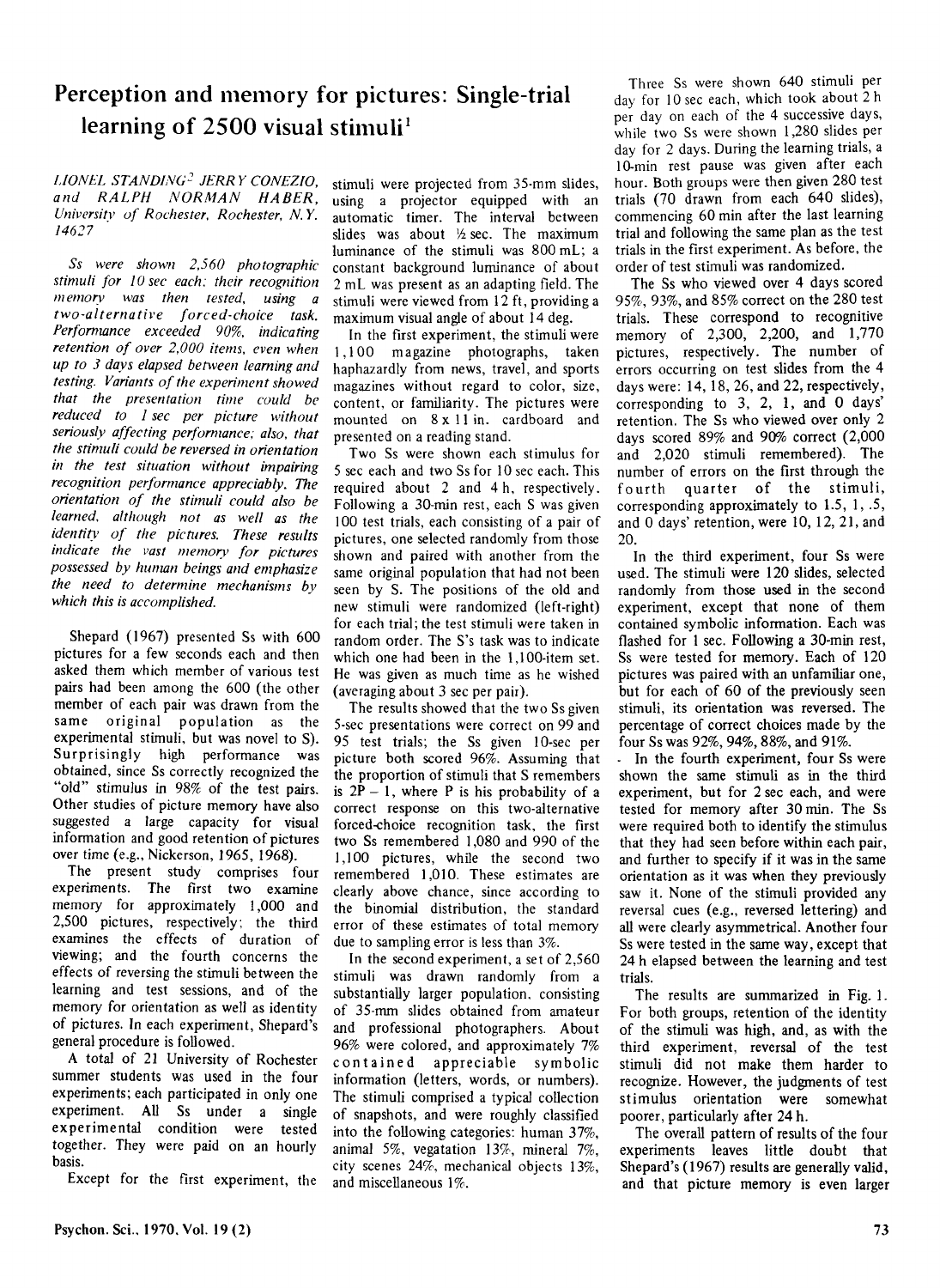# Perception and memory for pictures: Single-trial learning of 2500 visual stimuli[1]

*LIONEL STANDING[2] JERRY CONEZIO, and RALPH NORMAN HABER, University of Rochester, Rochester, N.Y. 14627*

*Ss were shown 2,560 photographic stimuli for 10 sec each: their recognition memory was then tested, using a two-alternative forced-choice task. Performance exceeded 90%, indicating retention of over 2,000 items, even when up to 3 days elapsed between learning and testing. Variants of the experiment showed that the presentation time could be reduced to 1 sec per picture without seriously affecting performance; also, that the stimuli could be reversed in orientation in the test situation without impairing recognition performance appreciably. The orientation of the stimuli could also be learned, although not as well as the identity of the pictures. These results indicate the vast memory for pictures possessed by human beings and emphasize the need to determine mechanisms by which this is accomplished.*

Shepard (1967) presented Ss with 600 pictures for a few seconds each and then asked them which member of various test pairs had been among the 600 (the other member of each pair was drawn from the same original population as the experimental stimuli, but was novel to S). Surprisingly high performance was obtained, since Ss correctly recognized the "old" stimulus in 98% of the test pairs. Other studies of picture memory have also suggested a large capacity for visual information and good retention of pictures over time (e.g., Nickerson, 1965, 1968).

The present study comprises four experiments. The first two examine memory for approximately 1,000 and 2,500 pictures, respectively; the third examines the effects of duration of viewing; and the fourth concerns the effects of reversing the stimuli between the learning and test sessions, and of the memory for orientation as well as identity of pictures. In each experiment, Shepard's general procedure is followed.

A total of 21 University of Rochester summer students was used in the four experiments; each participated in only one experiment. All Ss under a single experimental condition were tested together. They were paid on an hourly basis.

Except for the first experiment, the stimuli were projected from 35-mm slides, using a projector equipped with an automatic timer. The interval between slides was about ½ sec. The maximum luminance of the stimuli was 800 mL; a constant background luminance of about 2 mL was present as an adapting field. The stimuli were viewed from 12 ft, providing a maximum visual angle of about 14 deg.

In the first experiment, the stimuli were 1,100 magazine photographs, taken haphazardly from news, travel, and sports magazines without regard to color, size, content, or familiarity. The pictures were mounted on 8 x 11 in. cardboard and presented on a reading stand.

Two Ss were shown each stimulus for 5 sec each and two Ss for 10 sec each. This required about 2 and 4 h, respectively. Following a 30-min rest, each S was given 100 test trials, each consisting of a pair of pictures, one selected randomly from those shown and paired with another from the same original population that had not been seen by S. The positions of the old and new stimuli were randomized (left-right) for each trial; the test stimuli were taken in random order. The S's task was to indicate which one had been in the 1,100-item set. He was given as much time as he wished (averaging about 3 sec per pair).

The results showed that the two Ss given 5-sec presentations were correct on 99 and 95 test trials; the Ss given 10-sec per picture both scored 96%. Assuming that the proportion of stimuli that S remembers is $2P - 1$, where P is his probability of a correct response on this two-alternative forced-choice recognition task, the first two Ss remembered 1,080 and 990 of the 1,100 pictures, while the second two remembered 1,010. These estimates are clearly above chance, since according to the binomial distribution, the standard error of these estimates of total memory due to sampling error is less than 3%.

In the second experiment, a set of 2,560 stimuli was drawn randomly from a substantially larger population, consisting of 35-mm slides obtained from amateur and professional photographers. About 96% were colored, and approximately 7% contained appreciable symbolic information (letters, words, or numbers). The stimuli comprised a typical collection of snapshots, and were roughly classified into the following categories: human 37%, animal 5%, vegatation 13%, mineral 7%, city scenes 24%, mechanical objects 13%, and miscellaneous 1%.

Three Ss were shown 640 stimuli per day for 10 sec each, which took about 2 h per day on each of the 4 successive days, while two Ss were shown 1,280 slides per day for 2 days. During the learning trials, a 10-min rest pause was given after each hour. Both groups were then given 280 test trials (70 drawn from each 640 slides), commencing 60 min after the last learning trial and following the same plan as the test trials in the first experiment. As before, the order of test stimuli was randomized.

The Ss who viewed over 4 days scored 95%, 93%, and 85% correct on the 280 test trials. These correspond to recognitive memory of 2,300, 2,200, and 1,770 pictures, respectively. The number of errors occurring on test slides from the 4 days were: 14, 18, 26, and 22, respectively, corresponding to 3, 2, 1, and 0 days' retention. The Ss who viewed over only 2 days scored 89% and 90% correct (2,000 and 2,020 stimuli remembered). The number of errors on the first through the fourth quarter of the stimuli, corresponding approximately to 1.5, 1, .5, and 0 days' retention, were 10, 12, 21, and 20.

In the third experiment, four Ss were used. The stimuli were 120 slides, selected randomly from those used in the second experiment, except that none of them contained symbolic information. Each was flashed for 1 sec. Following a 30-min rest, Ss were tested for memory. Each of 120 pictures was paired with an unfamiliar one, but for each of 60 of the previously seen stimuli, its orientation was reversed. The percentage of correct choices made by the four Ss was 92%, 94%, 88%, and 91%.

In the fourth experiment, four Ss were shown the same stimuli as in the third experiment, but for 2 sec each, and were tested for memory after 30 min. The Ss were required both to identify the stimulus that they had seen before within each pair, and further to specify if it was in the same orientation as it was when they previously saw it. None of the stimuli provided any reversal cues (e.g., reversed lettering) and all were clearly asymmetrical. Another four Ss were tested in the same way, except that 24 h elapsed between the learning and test trials.

The results are summarized in Fig. 1. For both groups, retention of the identity of the stimuli was high, and, as with the third experiment, reversal of the test stimuli did not make them harder to recognize. However, the judgments of test stimulus orientation were somewhat poorer, particularly after 24 h.

The overall pattern of results of the four experiments leaves little doubt that Shepard's (1967) results are generally valid, and that picture memory is even larger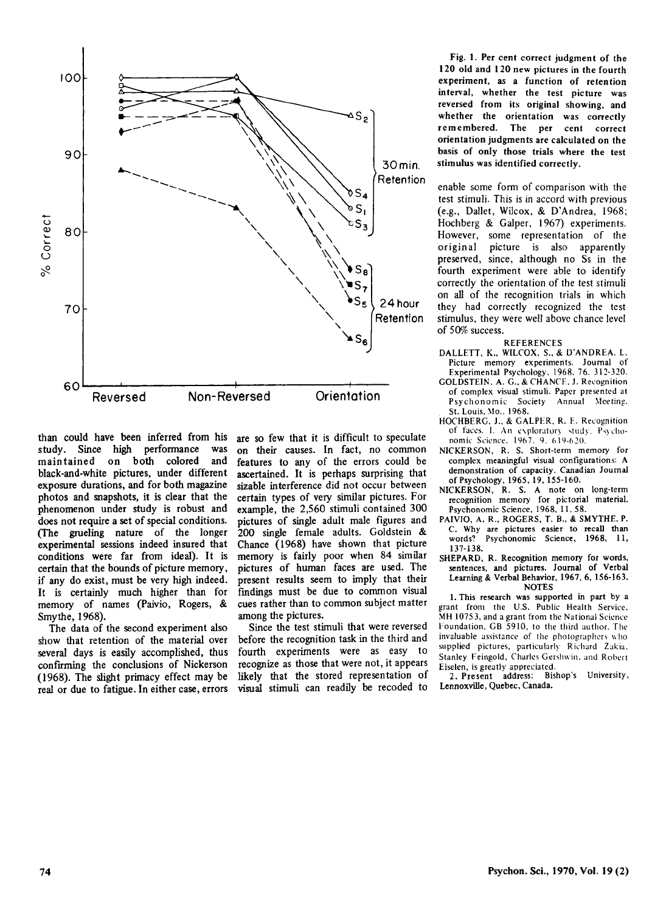100

90

80

70

60

% Correct

Reversed

Non-Reversed

Orientation

S2

S4

S1

S3

30 min. Retention

S8

S7

S5

S6

24 hour Retention

Fig. 1. Per cent correct judgment of the 120 old and 120 new pictures in the fourth experiment, as a function of retention interval, whether the test picture was reversed from its original showing, and whether the orientation was correctly remembered. The per cent correct orientation judgments are calculated on the basis of only those trials where the test stimulus was identified correctly.

than could have been inferred from his study. Since high performance was maintained on both colored and black-and-white pictures, under different exposure durations, and for both magazine photos and snapshots, it is clear that the phenomenon under study is robust and does not require a set of special conditions. (The grueling nature of the longer experimental sessions indeed insured that conditions were far from ideal). It is certain that the bounds of picture memory, if any do exist, must be very high indeed. It is certainly much higher than for memory of names (Paivio, Rogers, & Smythe, 1968).

The data of the second experiment also show that retention of the material over several days is easily accomplished, thus confirming the conclusions of Nickerson (1968). The slight primacy effect may be real or due to fatigue. In either case, errors are so few that it is difficult to speculate on their causes. In fact, no common features to any of the errors could be ascertained. It is perhaps surprising that sizable interference did not occur between certain types of very similar pictures. For example, the 2,560 stimuli contained 300 pictures of single adult male figures and 200 single female adults. Goldstein & Chance (1968) have shown that picture memory is fairly poor when 84 similar pictures of human faces are used. The present results seem to imply that their findings must be due to common visual cues rather than to common subject matter among the pictures.

Since the test stimuli that were reversed before the recognition task in the third and fourth experiments were as easy to recognize as those that were not, it appears likely that the stored representation of visual stimuli can readily be recoded to enable some form of comparison with the test stimuli. This is in accord with previous (e.g., Dallet, Wilcox, & D'Andrea, 1968; Hochberg & Galper, 1967) experiments. However, some representation of the original picture is also apparently preserved, since, although no Ss in the fourth experiment were able to identify correctly the orientation of the test stimuli on all of the recognition trials in which they had correctly recognized the test stimulus, they were well above chance level of 50% success.

## REFERENCES

DALLETT, K., WILCOX, S., & D'ANDREA, L. Picture memory experiments. Journal of Experimental Psychology, 1968, 76, 312-320.

GOLDSTEIN, A. G., & CHANCE, J. Recognition of complex visual stimuli. Paper presented at Psychonomic Society Annual Meeting, St. Louis, Mo., 1968.

HOCHBERG, J., & GALPER, R. E. Recognition of faces. I. An exploratory study. Psychonomic Science, 1967, 9, 619-620.

NICKERSON, R. S. Short-term memory for complex meaningful visual configurations: A demonstration of capacity. Canadian Journal of Psychology, 1965, 19, 155-160.

NICKERSON, R. S. A note on long-term recognition memory for pictorial material. Psychonomic Science, 1968, 11, 58.

PAIVIO, A. R., ROGERS, T. B., & SMYTHE, P. C. Why are pictures easier to recall than words? Psychonomic Science, 1968, 11, 137-138.

SHEPARD, R. Recognition memory for words, sentences, and pictures. Journal of Verbal Learning & Verbal Behavior, 1967, 6, 156-163.

## NOTES

1. This research was supported in part by a grant from the U.S. Public Health Service, MH 10753, and a grant from the National Science Foundation, GB 5910, to the third author. The invaluable assistance of the photographers who supplied pictures, particularly Richard Zakia, Stanley Feingold, Charles Gershwin, and Robert Eiselen, is greatly appreciated.

2. Present address: Bishop's University, Lennoxville, Quebec, Canada.